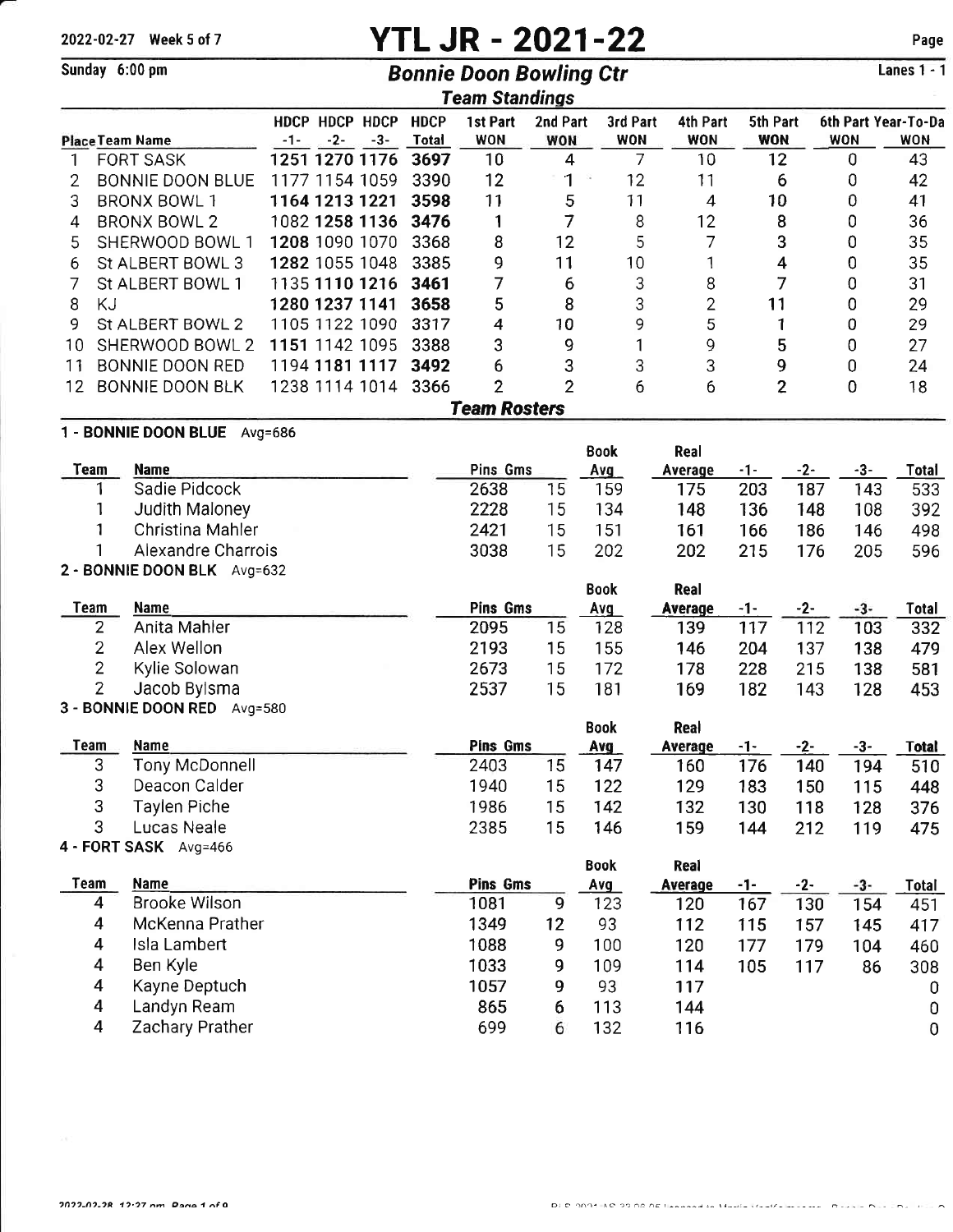2022-02-27 Week 5 of 7

# YTL JR - 2021-22

Sunday 6:00 pm

## Bonnie Doon Bowling Ctr

Lanes 1 - 1

### Team Standings

| Place | Team Name | HDCP -1- | HDCP -2- | HDCP -3- | HDCP Total | 1st Part WON | 2nd Part WON | 3rd Part WON | 4th Part WON | 5th Part WON | 6th Part WON | Year-To-Da WON |
|---|---|---|---|---|---|---|---|---|---|---|---|---|
| 1 | FORT SASK | **1251** | **1270** | **1176** | **3697** | 10 | 4 | 7 | 10 | 12 | 0 | 43 |
| 2 | BONNIE DOON BLUE | 1177 | 1154 | 1059 | 3390 | 12 | 1 | 12 | 11 | 6 | 0 | 42 |
| 3 | BRONX BOWL 1 | **1164** | **1213** | **1221** | **3598** | 11 | 5 | 11 | 4 | 10 | 0 | 41 |
| 4 | BRONX BOWL 2 | 1082 | **1258** | **1136** | **3476** | 1 | 7 | 8 | 12 | 8 | 0 | 36 |
| 5 | SHERWOOD BOWL 1 | **1208** | 1090 | 1070 | 3368 | 8 | 12 | 5 | 7 | 3 | 0 | 35 |
| 6 | St ALBERT BOWL 3 | **1282** | 1055 | 1048 | 3385 | 9 | 11 | 10 | 1 | 4 | 0 | 35 |
| 7 | St ALBERT BOWL 1 | 1135 | **1110** | **1216** | **3461** | 7 | 6 | 3 | 8 | 7 | 0 | 31 |
| 8 | KJ | **1280** | **1237** | **1141** | **3658** | 5 | 8 | 3 | 2 | 11 | 0 | 29 |
| 9 | St ALBERT BOWL 2 | 1105 | 1122 | 1090 | 3317 | 4 | 10 | 9 | 5 | 1 | 0 | 29 |
| 10 | SHERWOOD BOWL 2 | **1151** | 1142 | 1095 | 3388 | 3 | 9 | 1 | 9 | 5 | 0 | 27 |
| 11 | BONNIE DOON RED | 1194 | **1181** | **1117** | **3492** | 6 | 3 | 3 | 3 | 9 | 0 | 24 |
| 12 | BONNIE DOON BLK | 1238 | 1114 | 1014 | 3366 | 2 | 2 | 6 | 6 | 2 | 0 | 18 |

### Team Rosters

**1 - BONNIE DOON BLUE** Avg=686

| Team | Name | Pins | Gms | Book Avg | Real Average | -1- | -2- | -3- | Total |
|---|---|---|---|---|---|---|---|---|---|
| 1 | Sadie Pidcock | 2638 | 15 | 159 | 175 | 203 | 187 | 143 | 533 |
| 1 | Judith Maloney | 2228 | 15 | 134 | 148 | 136 | 148 | 108 | 392 |
| 1 | Christina Mahler | 2421 | 15 | 151 | 161 | 166 | 186 | 146 | 498 |
| 1 | Alexandre Charrois | 3038 | 15 | 202 | 202 | 215 | 176 | 205 | 596 |

**2 - BONNIE DOON BLK** Avg=632

| Team | Name | Pins | Gms | Book Avg | Real Average | -1- | -2- | -3- | Total |
|---|---|---|---|---|---|---|---|---|---|
| 2 | Anita Mahler | 2095 | 15 | 128 | 139 | 117 | 112 | 103 | 332 |
| 2 | Alex Wellon | 2193 | 15 | 155 | 146 | 204 | 137 | 138 | 479 |
| 2 | Kylie Solowan | 2673 | 15 | 172 | 178 | 228 | 215 | 138 | 581 |
| 2 | Jacob Bylsma | 2537 | 15 | 181 | 169 | 182 | 143 | 128 | 453 |

**3 - BONNIE DOON RED** Avg=580

| Team | Name | Pins | Gms | Book Avg | Real Average | -1- | -2- | -3- | Total |
|---|---|---|---|---|---|---|---|---|---|
| 3 | Tony McDonnell | 2403 | 15 | 147 | 160 | 176 | 140 | 194 | 510 |
| 3 | Deacon Calder | 1940 | 15 | 122 | 129 | 183 | 150 | 115 | 448 |
| 3 | Taylen Piche | 1986 | 15 | 142 | 132 | 130 | 118 | 128 | 376 |
| 3 | Lucas Neale | 2385 | 15 | 146 | 159 | 144 | 212 | 119 | 475 |

**4 - FORT SASK** Avg=466

| Team | Name | Pins | Gms | Book Avg | Real Average | -1- | -2- | -3- | Total |
|---|---|---|---|---|---|---|---|---|---|
| 4 | Brooke Wilson | 1081 | 9 | 123 | 120 | 167 | 130 | 154 | 451 |
| 4 | McKenna Prather | 1349 | 12 | 93 | 112 | 115 | 157 | 145 | 417 |
| 4 | Isla Lambert | 1088 | 9 | 100 | 120 | 177 | 179 | 104 | 460 |
| 4 | Ben Kyle | 1033 | 9 | 109 | 114 | 105 | 117 | 86 | 308 |
| 4 | Kayne Deptuch | 1057 | 9 | 93 | 117 | | | | 0 |
| 4 | Landyn Ream | 865 | 6 | 113 | 144 | | | | 0 |
| 4 | Zachary Prather | 699 | 6 | 132 | 116 | | | | 0 |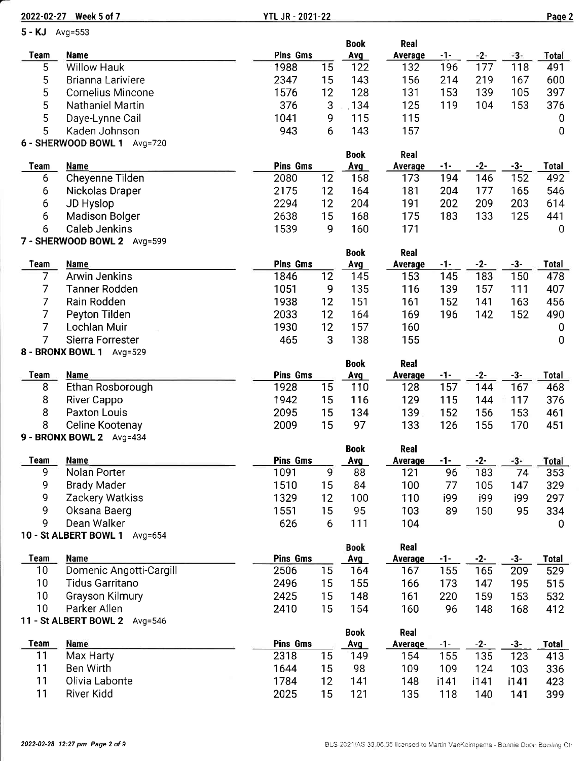## 5 - KJ Avg=553

| Team | Name | Pins | Gms | Book Avg | Real Average | -1- | -2- | -3- | Total |
|---|---|---|---|---|---|---|---|---|---|
| 5 | Willow Hauk | 1988 | 15 | 122 | 132 | 196 | 177 | 118 | 491 |
| 5 | Brianna Lariviere | 2347 | 15 | 143 | 156 | 214 | 219 | 167 | 600 |
| 5 | Cornelius Mincone | 1576 | 12 | 128 | 131 | 153 | 139 | 105 | 397 |
| 5 | Nathaniel Martin | 376 | 3 | 134 | 125 | 119 | 104 | 153 | 376 |
| 5 | Daye-Lynne Cail | 1041 | 9 | 115 | 115 | | | | 0 |
| 5 | Kaden Johnson | 943 | 6 | 143 | 157 | | | | 0 |

## 6 - SHERWOOD BOWL 1 Avg=720

| Team | Name | Pins | Gms | Book Avg | Real Average | -1- | -2- | -3- | Total |
|---|---|---|---|---|---|---|---|---|---|
| 6 | Cheyenne Tilden | 2080 | 12 | 168 | 173 | 194 | 146 | 152 | 492 |
| 6 | Nickolas Draper | 2175 | 12 | 164 | 181 | 204 | 177 | 165 | 546 |
| 6 | JD Hyslop | 2294 | 12 | 204 | 191 | 202 | 209 | 203 | 614 |
| 6 | Madison Bolger | 2638 | 15 | 168 | 175 | 183 | 133 | 125 | 441 |
| 6 | Caleb Jenkins | 1539 | 9 | 160 | 171 | | | | 0 |

## 7 - SHERWOOD BOWL 2 Avg=599

| Team | Name | Pins | Gms | Book Avg | Real Average | -1- | -2- | -3- | Total |
|---|---|---|---|---|---|---|---|---|---|
| 7 | Arwin Jenkins | 1846 | 12 | 145 | 153 | 145 | 183 | 150 | 478 |
| 7 | Tanner Rodden | 1051 | 9 | 135 | 116 | 139 | 157 | 111 | 407 |
| 7 | Rain Rodden | 1938 | 12 | 151 | 161 | 152 | 141 | 163 | 456 |
| 7 | Peyton Tilden | 2033 | 12 | 164 | 169 | 196 | 142 | 152 | 490 |
| 7 | Lochlan Muir | 1930 | 12 | 157 | 160 | | | | 0 |
| 7 | Sierra Forrester | 465 | 3 | 138 | 155 | | | | 0 |

## 8 - BRONX BOWL 1 Avg=529

| Team | Name | Pins | Gms | Book Avg | Real Average | -1- | -2- | -3- | Total |
|---|---|---|---|---|---|---|---|---|---|
| 8 | Ethan Rosborough | 1928 | 15 | 110 | 128 | 157 | 144 | 167 | 468 |
| 8 | River Cappo | 1942 | 15 | 116 | 129 | 115 | 144 | 117 | 376 |
| 8 | Paxton Louis | 2095 | 15 | 134 | 139 | 152 | 156 | 153 | 461 |
| 8 | Celine Kootenay | 2009 | 15 | 97 | 133 | 126 | 155 | 170 | 451 |

## 9 - BRONX BOWL 2 Avg=434

| Team | Name | Pins | Gms | Book Avg | Real Average | -1- | -2- | -3- | Total |
|---|---|---|---|---|---|---|---|---|---|
| 9 | Nolan Porter | 1091 | 9 | 88 | 121 | 96 | 183 | 74 | 353 |
| 9 | Brady Mader | 1510 | 15 | 84 | 100 | 77 | 105 | 147 | 329 |
| 9 | Zackery Watkiss | 1329 | 12 | 100 | 110 | i99 | i99 | i99 | 297 |
| 9 | Oksana Baerg | 1551 | 15 | 95 | 103 | 89 | 150 | 95 | 334 |
| 9 | Dean Walker | 626 | 6 | 111 | 104 | | | | 0 |

## 10 - St ALBERT BOWL 1 Avg=654

| Team | Name | Pins | Gms | Book Avg | Real Average | -1- | -2- | -3- | Total |
|---|---|---|---|---|---|---|---|---|---|
| 10 | Domenic Angotti-Cargill | 2506 | 15 | 164 | 167 | 155 | 165 | 209 | 529 |
| 10 | Tidus Garritano | 2496 | 15 | 155 | 166 | 173 | 147 | 195 | 515 |
| 10 | Grayson Kilmury | 2425 | 15 | 148 | 161 | 220 | 159 | 153 | 532 |
| 10 | Parker Allen | 2410 | 15 | 154 | 160 | 96 | 148 | 168 | 412 |

## 11 - St ALBERT BOWL 2 Avg=546

| Team | Name | Pins | Gms | Book Avg | Real Average | -1- | -2- | -3- | Total |
|---|---|---|---|---|---|---|---|---|---|
| 11 | Max Harty | 2318 | 15 | 149 | 154 | 155 | 135 | 123 | 413 |
| 11 | Ben Wirth | 1644 | 15 | 98 | 109 | 109 | 124 | 103 | 336 |
| 11 | Olivia Labonte | 1784 | 12 | 141 | 148 | i141 | i141 | i141 | 423 |
| 11 | River Kidd | 2025 | 15 | 121 | 135 | 118 | 140 | 141 | 399 |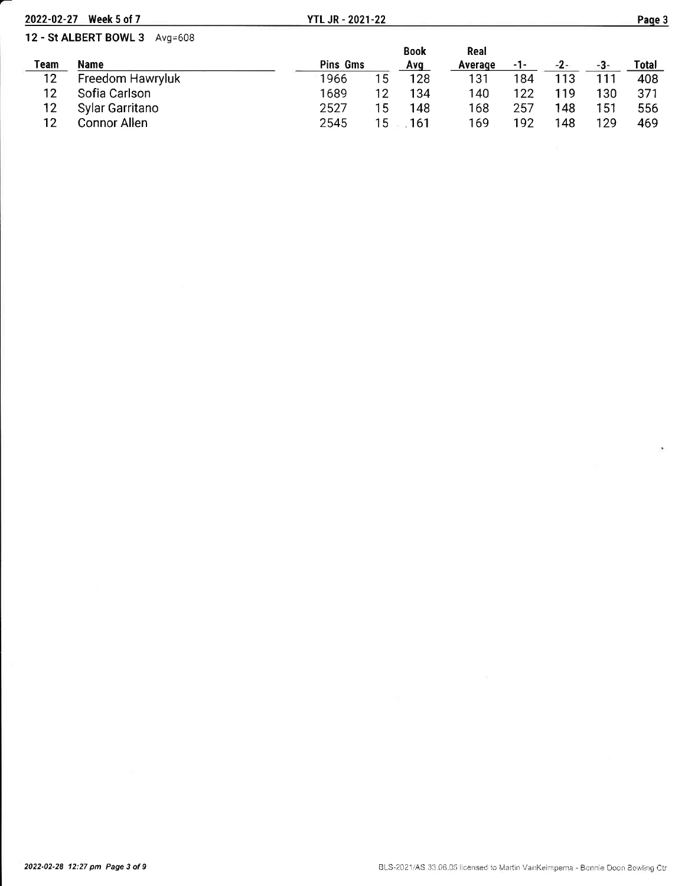## 12 - St ALBERT BOWL 3 Avg=608

| Team | Name | Pins | Gms | Book Avg | Real Average | -1- | -2- | -3- | Total |
|---|---|---|---|---|---|---|---|---|---|
| 12 | Freedom Hawryluk | 1966 | 15 | 128 | 131 | 184 | 113 | 111 | 408 |
| 12 | Sofia Carlson | 1689 | 12 | 134 | 140 | 122 | 119 | 130 | 371 |
| 12 | Sylar Garritano | 2527 | 15 | 148 | 168 | 257 | 148 | 151 | 556 |
| 12 | Connor Allen | 2545 | 15 | 161 | 169 | 192 | 148 | 129 | 469 |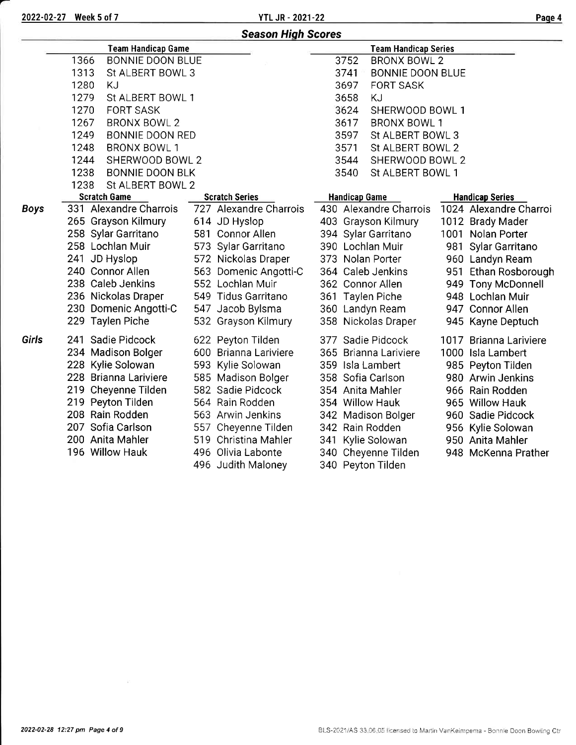## Season High Scores

| Team Handicap Game | | Team Handicap Series | |
|---|---|---|---|
| 1366 | BONNIE DOON BLUE | 3752 | BRONX BOWL 2 |
| 1313 | St ALBERT BOWL 3 | 3741 | BONNIE DOON BLUE |
| 1280 | KJ | 3697 | FORT SASK |
| 1279 | St ALBERT BOWL 1 | 3658 | KJ |
| 1270 | FORT SASK | 3624 | SHERWOOD BOWL 1 |
| 1267 | BRONX BOWL 2 | 3617 | BRONX BOWL 1 |
| 1249 | BONNIE DOON RED | 3597 | St ALBERT BOWL 3 |
| 1248 | BRONX BOWL 1 | 3571 | St ALBERT BOWL 2 |
| 1244 | SHERWOOD BOWL 2 | 3544 | SHERWOOD BOWL 2 |
| 1238 | BONNIE DOON BLK | 3540 | St ALBERT BOWL 1 |
| 1238 | St ALBERT BOWL 2 | | |

| | Scratch Game | Scratch Series | Handicap Game | Handicap Series |
|---|---|---|---|---|
| **Boys** | 331 Alexandre Charrois | 727 Alexandre Charrois | 430 Alexandre Charrois | 1024 Alexandre Charroi |
| | 265 Grayson Kilmury | 614 JD Hyslop | 403 Grayson Kilmury | 1012 Brady Mader |
| | 258 Sylar Garritano | 581 Connor Allen | 394 Sylar Garritano | 1001 Nolan Porter |
| | 258 Lochlan Muir | 573 Sylar Garritano | 390 Lochlan Muir | 981 Sylar Garritano |
| | 241 JD Hyslop | 572 Nickolas Draper | 373 Nolan Porter | 960 Landyn Ream |
| | 240 Connor Allen | 563 Domenic Angotti-C | 364 Caleb Jenkins | 951 Ethan Rosborough |
| | 238 Caleb Jenkins | 552 Lochlan Muir | 362 Connor Allen | 949 Tony McDonnell |
| | 236 Nickolas Draper | 549 Tidus Garritano | 361 Taylen Piche | 948 Lochlan Muir |
| | 230 Domenic Angotti-C | 547 Jacob Bylsma | 360 Landyn Ream | 947 Connor Allen |
| | 229 Taylen Piche | 532 Grayson Kilmury | 358 Nickolas Draper | 945 Kayne Deptuch |
| **Girls** | 241 Sadie Pidcock | 622 Peyton Tilden | 377 Sadie Pidcock | 1017 Brianna Lariviere |
| | 234 Madison Bolger | 600 Brianna Lariviere | 365 Brianna Lariviere | 1000 Isla Lambert |
| | 228 Kylie Solowan | 593 Kylie Solowan | 359 Isla Lambert | 985 Peyton Tilden |
| | 228 Brianna Lariviere | 585 Madison Bolger | 358 Sofia Carlson | 980 Arwin Jenkins |
| | 219 Cheyenne Tilden | 582 Sadie Pidcock | 354 Anita Mahler | 966 Rain Rodden |
| | 219 Peyton Tilden | 564 Rain Rodden | 354 Willow Hauk | 965 Willow Hauk |
| | 208 Rain Rodden | 563 Arwin Jenkins | 342 Madison Bolger | 960 Sadie Pidcock |
| | 207 Sofia Carlson | 557 Cheyenne Tilden | 342 Rain Rodden | 956 Kylie Solowan |
| | 200 Anita Mahler | 519 Christina Mahler | 341 Kylie Solowan | 950 Anita Mahler |
| | 196 Willow Hauk | 496 Olivia Labonte | 340 Cheyenne Tilden | 948 McKenna Prather |
| | | 496 Judith Maloney | 340 Peyton Tilden | |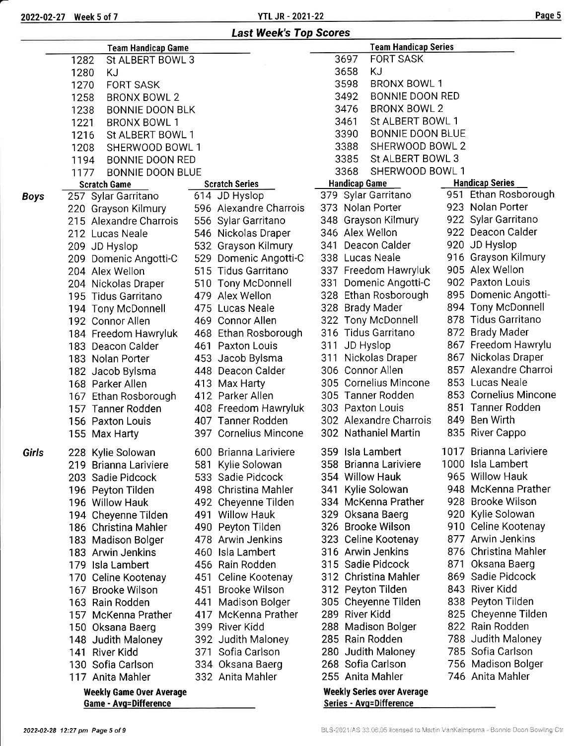## Last Week's Top Scores

| Team Handicap Game | | Team Handicap Series | |
|---|---|---|---|
| 1282 | St ALBERT BOWL 3 | 3697 | FORT SASK |
| 1280 | KJ | 3658 | KJ |
| 1270 | FORT SASK | 3598 | BRONX BOWL 1 |
| 1258 | BRONX BOWL 2 | 3492 | BONNIE DOON RED |
| 1238 | BONNIE DOON BLK | 3476 | BRONX BOWL 2 |
| 1221 | BRONX BOWL 1 | 3461 | St ALBERT BOWL 1 |
| 1216 | St ALBERT BOWL 1 | 3390 | BONNIE DOON BLUE |
| 1208 | SHERWOOD BOWL 1 | 3388 | SHERWOOD BOWL 2 |
| 1194 | BONNIE DOON RED | 3385 | St ALBERT BOWL 3 |
| 1177 | BONNIE DOON BLUE | 3368 | SHERWOOD BOWL 1 |

| | Scratch Game | Scratch Series | Handicap Game | Handicap Series |
|---|---|---|---|---|
| **Boys** | 257 Sylar Garritano | 614 JD Hyslop | 379 Sylar Garritano | 951 Ethan Rosborough |
| | 220 Grayson Kilmury | 596 Alexandre Charrois | 373 Nolan Porter | 923 Nolan Porter |
| | 215 Alexandre Charrois | 556 Sylar Garritano | 348 Grayson Kilmury | 922 Sylar Garritano |
| | 212 Lucas Neale | 546 Nickolas Draper | 346 Alex Wellon | 922 Deacon Calder |
| | 209 JD Hyslop | 532 Grayson Kilmury | 341 Deacon Calder | 920 JD Hyslop |
| | 209 Domenic Angotti-C | 529 Domenic Angotti-C | 338 Lucas Neale | 916 Grayson Kilmury |
| | 204 Alex Wellon | 515 Tidus Garritano | 337 Freedom Hawryluk | 905 Alex Wellon |
| | 204 Nickolas Draper | 510 Tony McDonnell | 331 Domenic Angotti-C | 902 Paxton Louis |
| | 195 Tidus Garritano | 479 Alex Wellon | 328 Ethan Rosborough | 895 Domenic Angotti- |
| | 194 Tony McDonnell | 475 Lucas Neale | 328 Brady Mader | 894 Tony McDonnell |
| | 192 Connor Allen | 469 Connor Allen | 322 Tony McDonnell | 878 Tidus Garritano |
| | 184 Freedom Hawryluk | 468 Ethan Rosborough | 316 Tidus Garritano | 872 Brady Mader |
| | 183 Deacon Calder | 461 Paxton Louis | 311 JD Hyslop | 867 Freedom Hawrylu |
| | 183 Nolan Porter | 453 Jacob Bylsma | 311 Nickolas Draper | 867 Nickolas Draper |
| | 182 Jacob Bylsma | 448 Deacon Calder | 306 Connor Allen | 857 Alexandre Charroi |
| | 168 Parker Allen | 413 Max Harty | 305 Cornelius Mincone | 853 Lucas Neale |
| | 167 Ethan Rosborough | 412 Parker Allen | 305 Tanner Rodden | 853 Cornelius Mincone |
| | 157 Tanner Rodden | 408 Freedom Hawryluk | 303 Paxton Louis | 851 Tanner Rodden |
| | 156 Paxton Louis | 407 Tanner Rodden | 302 Alexandre Charrois | 849 Ben Wirth |
| | 155 Max Harty | 397 Cornelius Mincone | 302 Nathaniel Martin | 835 River Cappo |
| **Girls** | 228 Kylie Solowan | 600 Brianna Lariviere | 359 Isla Lambert | 1017 Brianna Lariviere |
| | 219 Brianna Lariviere | 581 Kylie Solowan | 358 Brianna Lariviere | 1000 Isla Lambert |
| | 203 Sadie Pidcock | 533 Sadie Pidcock | 354 Willow Hauk | 965 Willow Hauk |
| | 196 Peyton Tilden | 498 Christina Mahler | 341 Kylie Solowan | 948 McKenna Prather |
| | 196 Willow Hauk | 492 Cheyenne Tilden | 334 McKenna Prather | 928 Brooke Wilson |
| | 194 Cheyenne Tilden | 491 Willow Hauk | 329 Oksana Baerg | 920 Kylie Solowan |
| | 186 Christina Mahler | 490 Peyton Tilden | 326 Brooke Wilson | 910 Celine Kootenay |
| | 183 Madison Bolger | 478 Arwin Jenkins | 323 Celine Kootenay | 877 Arwin Jenkins |
| | 183 Arwin Jenkins | 460 Isla Lambert | 316 Arwin Jenkins | 876 Christina Mahler |
| | 179 Isla Lambert | 456 Rain Rodden | 315 Sadie Pidcock | 871 Oksana Baerg |
| | 170 Celine Kootenay | 451 Celine Kootenay | 312 Christina Mahler | 869 Sadie Pidcock |
| | 167 Brooke Wilson | 451 Brooke Wilson | 312 Peyton Tilden | 843 River Kidd |
| | 163 Rain Rodden | 441 Madison Bolger | 305 Cheyenne Tilden | 838 Peyton Tilden |
| | 157 McKenna Prather | 417 McKenna Prather | 289 River Kidd | 825 Cheyenne Tilden |
| | 150 Oksana Baerg | 399 River Kidd | 288 Madison Bolger | 822 Rain Rodden |
| | 148 Judith Maloney | 392 Judith Maloney | 285 Rain Rodden | 788 Judith Maloney |
| | 141 River Kidd | 371 Sofia Carlson | 280 Judith Maloney | 785 Sofia Carlson |
| | 130 Sofia Carlson | 334 Oksana Baerg | 268 Sofia Carlson | 756 Madison Bolger |
| | 117 Anita Mahler | 332 Anita Mahler | 255 Anita Mahler | 746 Anita Mahler |

**Weekly Game Over Average**
Game - Avg=Difference

**Weekly Series over Average**
Series - Avg=Difference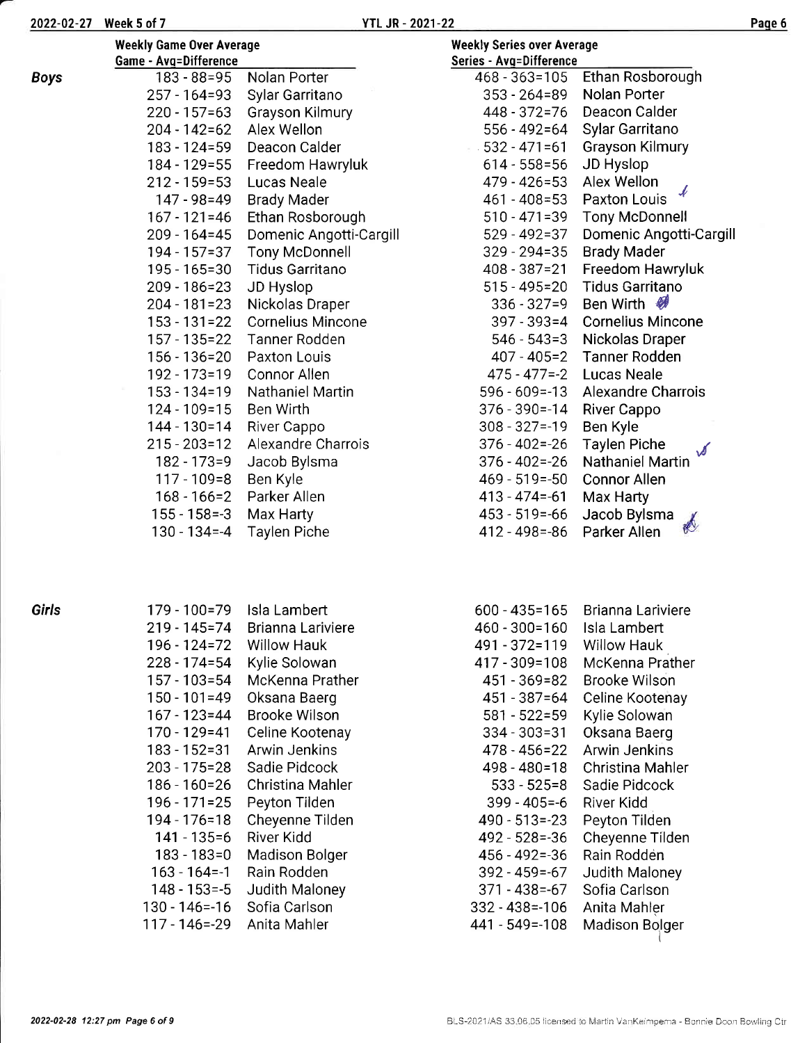| | Weekly Game Over Average | | Weekly Series over Average | |
|---|---|---|---|---|
| | Game - Avg=Difference | | Series - Avg=Difference | |
| **Boys** | 183 - 88=95 | Nolan Porter | 468 - 363=105 | Ethan Rosborough |
| | 257 - 164=93 | Sylar Garritano | 353 - 264=89 | Nolan Porter |
| | 220 - 157=63 | Grayson Kilmury | 448 - 372=76 | Deacon Calder |
| | 204 - 142=62 | Alex Wellon | 556 - 492=64 | Sylar Garritano |
| | 183 - 124=59 | Deacon Calder | 532 - 471=61 | Grayson Kilmury |
| | 184 - 129=55 | Freedom Hawryluk | 614 - 558=56 | JD Hyslop |
| | 212 - 159=53 | Lucas Neale | 479 - 426=53 | Alex Wellon |
| | 147 - 98=49 | Brady Mader | 461 - 408=53 | Paxton Louis |
| | 167 - 121=46 | Ethan Rosborough | 510 - 471=39 | Tony McDonnell |
| | 209 - 164=45 | Domenic Angotti-Cargill | 529 - 492=37 | Domenic Angotti-Cargill |
| | 194 - 157=37 | Tony McDonnell | 329 - 294=35 | Brady Mader |
| | 195 - 165=30 | Tidus Garritano | 408 - 387=21 | Freedom Hawryluk |
| | 209 - 186=23 | JD Hyslop | 515 - 495=20 | Tidus Garritano |
| | 204 - 181=23 | Nickolas Draper | 336 - 327=9 | Ben Wirth |
| | 153 - 131=22 | Cornelius Mincone | 397 - 393=4 | Cornelius Mincone |
| | 157 - 135=22 | Tanner Rodden | 546 - 543=3 | Nickolas Draper |
| | 156 - 136=20 | Paxton Louis | 407 - 405=2 | Tanner Rodden |
| | 192 - 173=19 | Connor Allen | 475 - 477=-2 | Lucas Neale |
| | 153 - 134=19 | Nathaniel Martin | 596 - 609=-13 | Alexandre Charrois |
| | 124 - 109=15 | Ben Wirth | 376 - 390=-14 | River Cappo |
| | 144 - 130=14 | River Cappo | 308 - 327=-19 | Ben Kyle |
| | 215 - 203=12 | Alexandre Charrois | 376 - 402=-26 | Taylen Piche |
| | 182 - 173=9 | Jacob Bylsma | 376 - 402=-26 | Nathaniel Martin |
| | 117 - 109=8 | Ben Kyle | 469 - 519=-50 | Connor Allen |
| | 168 - 166=2 | Parker Allen | 413 - 474=-61 | Max Harty |
| | 155 - 158=-3 | Max Harty | 453 - 519=-66 | Jacob Bylsma |
| | 130 - 134=-4 | Taylen Piche | 412 - 498=-86 | Parker Allen |
| **Girls** | 179 - 100=79 | Isla Lambert | 600 - 435=165 | Brianna Lariviere |
| | 219 - 145=74 | Brianna Lariviere | 460 - 300=160 | Isla Lambert |
| | 196 - 124=72 | Willow Hauk | 491 - 372=119 | Willow Hauk |
| | 228 - 174=54 | Kylie Solowan | 417 - 309=108 | McKenna Prather |
| | 157 - 103=54 | McKenna Prather | 451 - 369=82 | Brooke Wilson |
| | 150 - 101=49 | Oksana Baerg | 451 - 387=64 | Celine Kootenay |
| | 167 - 123=44 | Brooke Wilson | 581 - 522=59 | Kylie Solowan |
| | 170 - 129=41 | Celine Kootenay | 334 - 303=31 | Oksana Baerg |
| | 183 - 152=31 | Arwin Jenkins | 478 - 456=22 | Arwin Jenkins |
| | 203 - 175=28 | Sadie Pidcock | 498 - 480=18 | Christina Mahler |
| | 186 - 160=26 | Christina Mahler | 533 - 525=8 | Sadie Pidcock |
| | 196 - 171=25 | Peyton Tilden | 399 - 405=-6 | River Kidd |
| | 194 - 176=18 | Cheyenne Tilden | 490 - 513=-23 | Peyton Tilden |
| | 141 - 135=6 | River Kidd | 492 - 528=-36 | Cheyenne Tilden |
| | 183 - 183=0 | Madison Bolger | 456 - 492=-36 | Rain Rodden |
| | 163 - 164=-1 | Rain Rodden | 392 - 459=-67 | Judith Maloney |
| | 148 - 153=-5 | Judith Maloney | 371 - 438=-67 | Sofia Carlson |
| | 130 - 146=-16 | Sofia Carlson | 332 - 438=-106 | Anita Mahler |
| | 117 - 146=-29 | Anita Mahler | 441 - 549=-108 | Madison Bolger |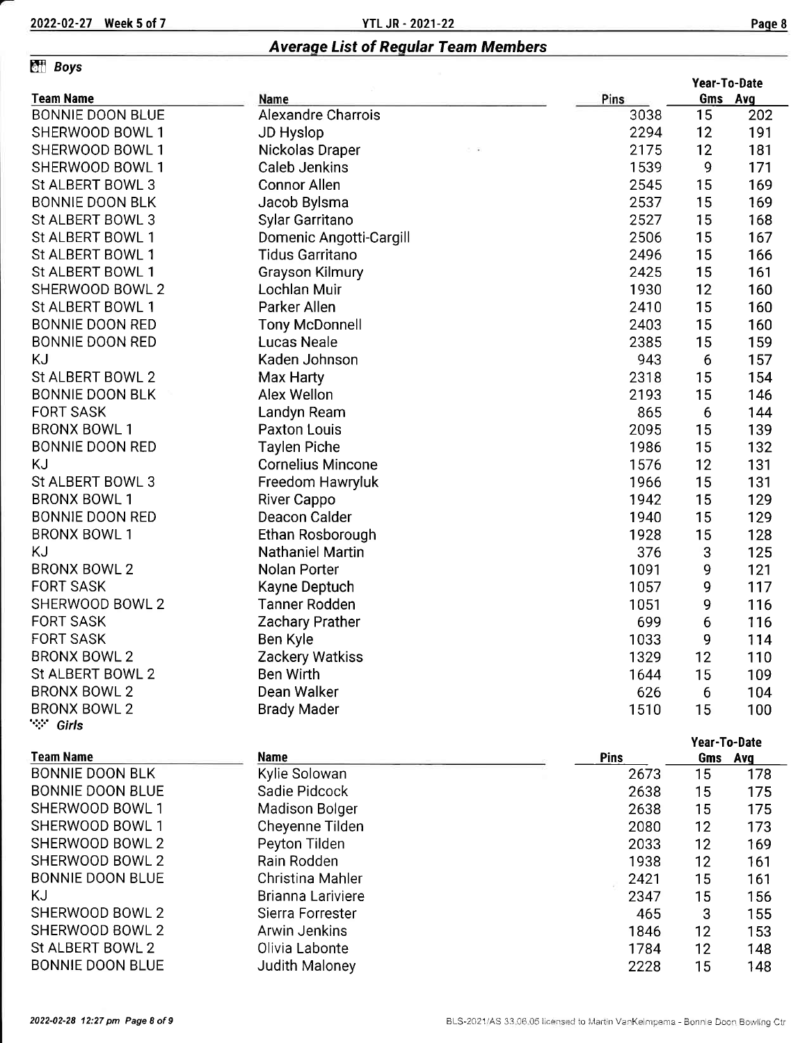## Average List of Regular Team Members

### Boys

| Team Name | Name | Pins | Year-To-Date Gms | Year-To-Date Avg |
|---|---|---|---|---|
| BONNIE DOON BLUE | Alexandre Charrois | 3038 | 15 | 202 |
| SHERWOOD BOWL 1 | JD Hyslop | 2294 | 12 | 191 |
| SHERWOOD BOWL 1 | Nickolas Draper | 2175 | 12 | 181 |
| SHERWOOD BOWL 1 | Caleb Jenkins | 1539 | 9 | 171 |
| St ALBERT BOWL 3 | Connor Allen | 2545 | 15 | 169 |
| BONNIE DOON BLK | Jacob Bylsma | 2537 | 15 | 169 |
| St ALBERT BOWL 3 | Sylar Garritano | 2527 | 15 | 168 |
| St ALBERT BOWL 1 | Domenic Angotti-Cargill | 2506 | 15 | 167 |
| St ALBERT BOWL 1 | Tidus Garritano | 2496 | 15 | 166 |
| St ALBERT BOWL 1 | Grayson Kilmury | 2425 | 15 | 161 |
| SHERWOOD BOWL 2 | Lochlan Muir | 1930 | 12 | 160 |
| St ALBERT BOWL 1 | Parker Allen | 2410 | 15 | 160 |
| BONNIE DOON RED | Tony McDonnell | 2403 | 15 | 160 |
| BONNIE DOON RED | Lucas Neale | 2385 | 15 | 159 |
| KJ | Kaden Johnson | 943 | 6 | 157 |
| St ALBERT BOWL 2 | Max Harty | 2318 | 15 | 154 |
| BONNIE DOON BLK | Alex Wellon | 2193 | 15 | 146 |
| FORT SASK | Landyn Ream | 865 | 6 | 144 |
| BRONX BOWL 1 | Paxton Louis | 2095 | 15 | 139 |
| BONNIE DOON RED | Taylen Piche | 1986 | 15 | 132 |
| KJ | Cornelius Mincone | 1576 | 12 | 131 |
| St ALBERT BOWL 3 | Freedom Hawryluk | 1966 | 15 | 131 |
| BRONX BOWL 1 | River Cappo | 1942 | 15 | 129 |
| BONNIE DOON RED | Deacon Calder | 1940 | 15 | 129 |
| BRONX BOWL 1 | Ethan Rosborough | 1928 | 15 | 128 |
| KJ | Nathaniel Martin | 376 | 3 | 125 |
| BRONX BOWL 2 | Nolan Porter | 1091 | 9 | 121 |
| FORT SASK | Kayne Deptuch | 1057 | 9 | 117 |
| SHERWOOD BOWL 2 | Tanner Rodden | 1051 | 9 | 116 |
| FORT SASK | Zachary Prather | 699 | 6 | 116 |
| FORT SASK | Ben Kyle | 1033 | 9 | 114 |
| BRONX BOWL 2 | Zackery Watkiss | 1329 | 12 | 110 |
| St ALBERT BOWL 2 | Ben Wirth | 1644 | 15 | 109 |
| BRONX BOWL 2 | Dean Walker | 626 | 6 | 104 |
| BRONX BOWL 2 | Brady Mader | 1510 | 15 | 100 |

### Girls

| Team Name | Name | Pins | Year-To-Date Gms | Year-To-Date Avg |
|---|---|---|---|---|
| BONNIE DOON BLK | Kylie Solowan | 2673 | 15 | 178 |
| BONNIE DOON BLUE | Sadie Pidcock | 2638 | 15 | 175 |
| SHERWOOD BOWL 1 | Madison Bolger | 2638 | 15 | 175 |
| SHERWOOD BOWL 1 | Cheyenne Tilden | 2080 | 12 | 173 |
| SHERWOOD BOWL 2 | Peyton Tilden | 2033 | 12 | 169 |
| SHERWOOD BOWL 2 | Rain Rodden | 1938 | 12 | 161 |
| BONNIE DOON BLUE | Christina Mahler | 2421 | 15 | 161 |
| KJ | Brianna Lariviere | 2347 | 15 | 156 |
| SHERWOOD BOWL 2 | Sierra Forrester | 465 | 3 | 155 |
| SHERWOOD BOWL 2 | Arwin Jenkins | 1846 | 12 | 153 |
| St ALBERT BOWL 2 | Olivia Labonte | 1784 | 12 | 148 |
| BONNIE DOON BLUE | Judith Maloney | 2228 | 15 | 148 |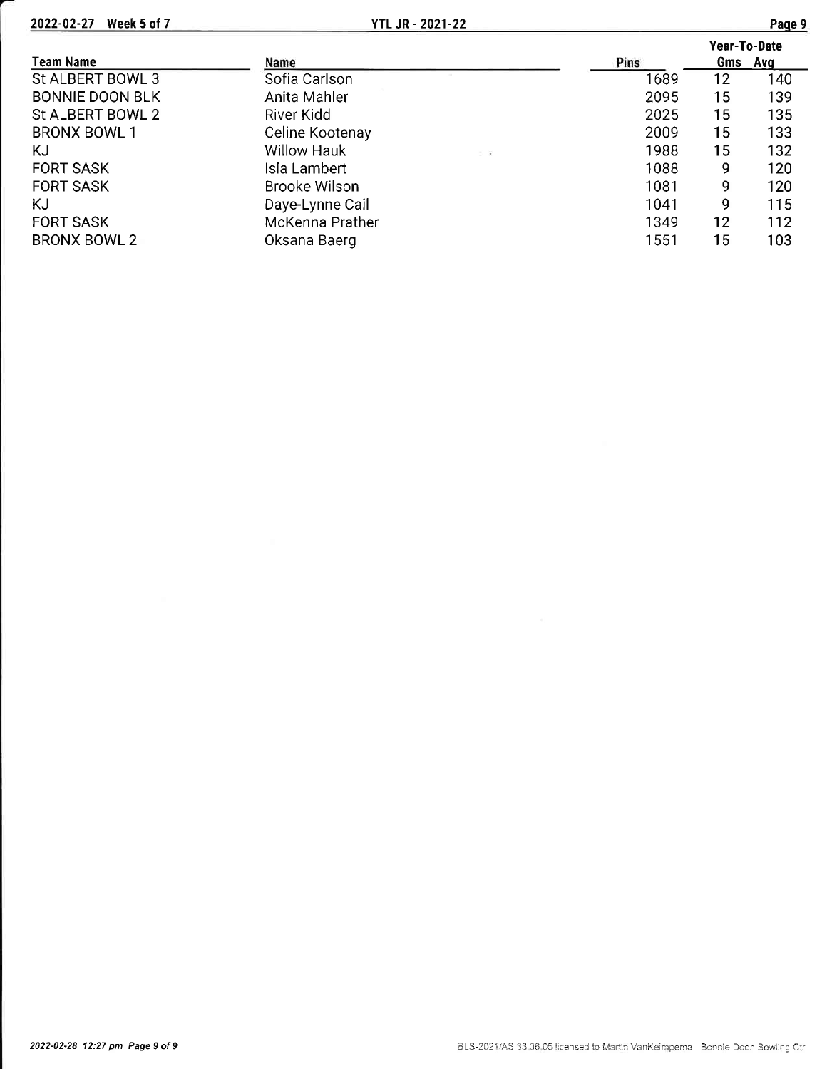| Team Name | Name | Pins | Year-To-Date | |
|---|---|---|---|---|
| | | | Gms | Avg |
| St ALBERT BOWL 3 | Sofia Carlson | 1689 | 12 | 140 |
| BONNIE DOON BLK | Anita Mahler | 2095 | 15 | 139 |
| St ALBERT BOWL 2 | River Kidd | 2025 | 15 | 135 |
| BRONX BOWL 1 | Celine Kootenay | 2009 | 15 | 133 |
| KJ | Willow Hauk | 1988 | 15 | 132 |
| FORT SASK | Isla Lambert | 1088 | 9 | 120 |
| FORT SASK | Brooke Wilson | 1081 | 9 | 120 |
| KJ | Daye-Lynne Cail | 1041 | 9 | 115 |
| FORT SASK | McKenna Prather | 1349 | 12 | 112 |
| BRONX BOWL 2 | Oksana Baerg | 1551 | 15 | 103 |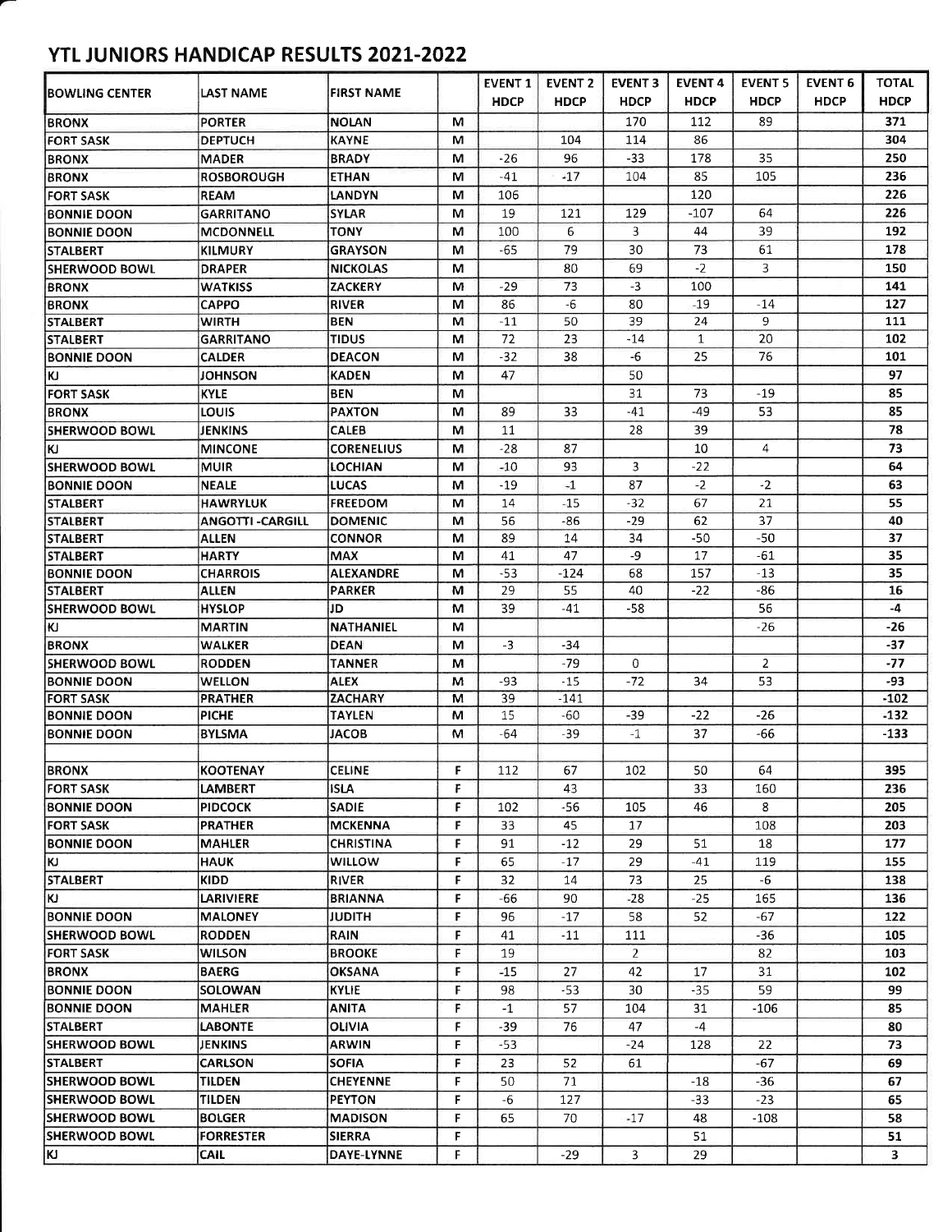## YTL JUNIORS HANDICAP RESULTS 2021-2022

| BOWLING CENTER | LAST NAME | FIRST NAME | | EVENT 1 HDCP | EVENT 2 HDCP | EVENT 3 HDCP | EVENT 4 HDCP | EVENT 5 HDCP | EVENT 6 HDCP | TOTAL HDCP |
|---|---|---|---|---|---|---|---|---|---|---|
| BRONX | PORTER | NOLAN | M | | | 170 | 112 | 89 | | 371 |
| FORT SASK | DEPTUCH | KAYNE | M | | 104 | 114 | 86 | | | 304 |
| BRONX | MADER | BRADY | M | -26 | 96 | -33 | 178 | 35 | | 250 |
| BRONX | ROSBOROUGH | ETHAN | M | -41 | -17 | 104 | 85 | 105 | | 236 |
| FORT SASK | REAM | LANDYN | M | 106 | | | 120 | | | 226 |
| BONNIE DOON | GARRITANO | SYLAR | M | 19 | 121 | 129 | -107 | 64 | | 226 |
| BONNIE DOON | MCDONNELL | TONY | M | 100 | 6 | 3 | 44 | 39 | | 192 |
| STALBERT | KILMURY | GRAYSON | M | -65 | 79 | 30 | 73 | 61 | | 178 |
| SHERWOOD BOWL | DRAPER | NICKOLAS | M | | 80 | 69 | -2 | 3 | | 150 |
| BRONX | WATKISS | ZACKERY | M | -29 | 73 | -3 | 100 | | | 141 |
| BRONX | CAPPO | RIVER | M | 86 | -6 | 80 | -19 | -14 | | 127 |
| STALBERT | WIRTH | BEN | M | -11 | 50 | 39 | 24 | 9 | | 111 |
| STALBERT | GARRITANO | TIDUS | M | 72 | 23 | -14 | 1 | 20 | | 102 |
| BONNIE DOON | CALDER | DEACON | M | -32 | 38 | -6 | 25 | 76 | | 101 |
| KJ | JOHNSON | KADEN | M | 47 | | 50 | | | | 97 |
| FORT SASK | KYLE | BEN | M | | | 31 | 73 | -19 | | 85 |
| BRONX | LOUIS | PAXTON | M | 89 | 33 | -41 | -49 | 53 | | 85 |
| SHERWOOD BOWL | JENKINS | CALEB | M | 11 | | 28 | 39 | | | 78 |
| KJ | MINCONE | CORENELIUS | M | -28 | 87 | | 10 | 4 | | 73 |
| SHERWOOD BOWL | MUIR | LOCHIAN | M | -10 | 93 | 3 | -22 | | | 64 |
| BONNIE DOON | NEALE | LUCAS | M | -19 | -1 | 87 | -2 | -2 | | 63 |
| STALBERT | HAWRYLUK | FREEDOM | M | 14 | -15 | -32 | 67 | 21 | | 55 |
| STALBERT | ANGOTTI -CARGILL | DOMENIC | M | 56 | -86 | -29 | 62 | 37 | | 40 |
| STALBERT | ALLEN | CONNOR | M | 89 | 14 | 34 | -50 | -50 | | 37 |
| STALBERT | HARTY | MAX | M | 41 | 47 | -9 | 17 | -61 | | 35 |
| BONNIE DOON | CHARROIS | ALEXANDRE | M | -53 | -124 | 68 | 157 | -13 | | 35 |
| STALBERT | ALLEN | PARKER | M | 29 | 55 | 40 | -22 | -86 | | 16 |
| SHERWOOD BOWL | HYSLOP | JD | M | 39 | -41 | -58 | | 56 | | -4 |
| KJ | MARTIN | NATHANIEL | M | | | | | -26 | | -26 |
| BRONX | WALKER | DEAN | M | -3 | -34 | | | | | -37 |
| SHERWOOD BOWL | RODDEN | TANNER | M | | -79 | 0 | | 2 | | -77 |
| BONNIE DOON | WELLON | ALEX | M | -93 | -15 | -72 | 34 | 53 | | -93 |
| FORT SASK | PRATHER | ZACHARY | M | 39 | -141 | | | | | -102 |
| BONNIE DOON | PICHE | TAYLEN | M | 15 | -60 | -39 | -22 | -26 | | -132 |
| BONNIE DOON | BYLSMA | JACOB | M | -64 | -39 | -1 | 37 | -66 | | -133 |
| | | | | | | | | | | |
| BRONX | KOOTENAY | CELINE | F | 112 | 67 | 102 | 50 | 64 | | 395 |
| FORT SASK | LAMBERT | ISLA | F | | 43 | | 33 | 160 | | 236 |
| BONNIE DOON | PIDCOCK | SADIE | F | 102 | -56 | 105 | 46 | 8 | | 205 |
| FORT SASK | PRATHER | MCKENNA | F | 33 | 45 | 17 | | 108 | | 203 |
| BONNIE DOON | MAHLER | CHRISTINA | F | 91 | -12 | 29 | 51 | 18 | | 177 |
| KJ | HAUK | WILLOW | F | 65 | -17 | 29 | -41 | 119 | | 155 |
| STALBERT | KIDD | RIVER | F | 32 | 14 | 73 | 25 | -6 | | 138 |
| KJ | LARIVIERE | BRIANNA | F | -66 | 90 | -28 | -25 | 165 | | 136 |
| BONNIE DOON | MALONEY | JUDITH | F | 96 | -17 | 58 | 52 | -67 | | 122 |
| SHERWOOD BOWL | RODDEN | RAIN | F | 41 | -11 | 111 | | -36 | | 105 |
| FORT SASK | WILSON | BROOKE | F | 19 | | 2 | | 82 | | 103 |
| BRONX | BAERG | OKSANA | F | -15 | 27 | 42 | 17 | 31 | | 102 |
| BONNIE DOON | SOLOWAN | KYLIE | F | 98 | -53 | 30 | -35 | 59 | | 99 |
| BONNIE DOON | MAHLER | ANITA | F | -1 | 57 | 104 | 31 | -106 | | 85 |
| STALBERT | LABONTE | OLIVIA | F | -39 | 76 | 47 | -4 | | | 80 |
| SHERWOOD BOWL | JENKINS | ARWIN | F | -53 | | -24 | 128 | 22 | | 73 |
| STALBERT | CARLSON | SOFIA | F | 23 | 52 | 61 | | -67 | | 69 |
| SHERWOOD BOWL | TILDEN | CHEYENNE | F | 50 | 71 | | -18 | -36 | | 67 |
| SHERWOOD BOWL | TILDEN | PEYTON | F | -6 | 127 | | -33 | -23 | | 65 |
| SHERWOOD BOWL | BOLGER | MADISON | F | 65 | 70 | -17 | 48 | -108 | | 58 |
| SHERWOOD BOWL | FORRESTER | SIERRA | F | | | | 51 | | | 51 |
| KJ | CAIL | DAYE-LYNNE | F | | -29 | 3 | 29 | | | 3 |